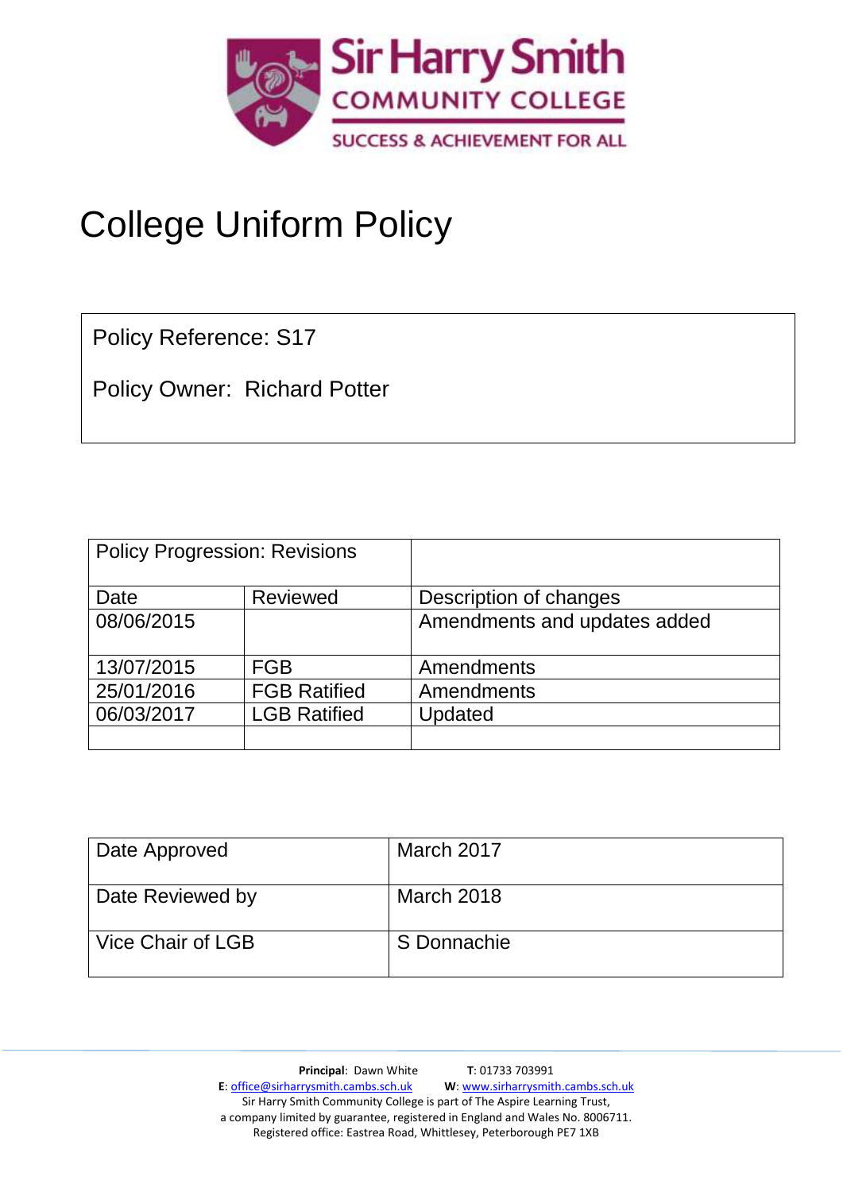Sir Harry Smith
COMMUNITY COLLEGE
SUCCESS & ACHIEVEMENT FOR ALL

# College Uniform Policy

Policy Reference: S17

Policy Owner: Richard Potter

| Policy Progression: Revisions | | |
|---|---|---|
| Date | Reviewed | Description of changes |
| 08/06/2015 | | Amendments and updates added |
| 13/07/2015 | FGB | Amendments |
| 25/01/2016 | FGB Ratified | Amendments |
| 06/03/2017 | LGB Ratified | Updated |
| | | |

| | |
|---|---|
| Date Approved | March 2017 |
| Date Reviewed by | March 2018 |
| Vice Chair of LGB | S Donnachie |

**Principal**: Dawn White **T**: 01733 703991
**E**: office@sirharrysmith.cambs.sch.uk **W**: www.sirharrysmith.cambs.sch.uk
Sir Harry Smith Community College is part of The Aspire Learning Trust,
a company limited by guarantee, registered in England and Wales No. 8006711.
Registered office: Eastrea Road, Whittlesey, Peterborough PE7 1XB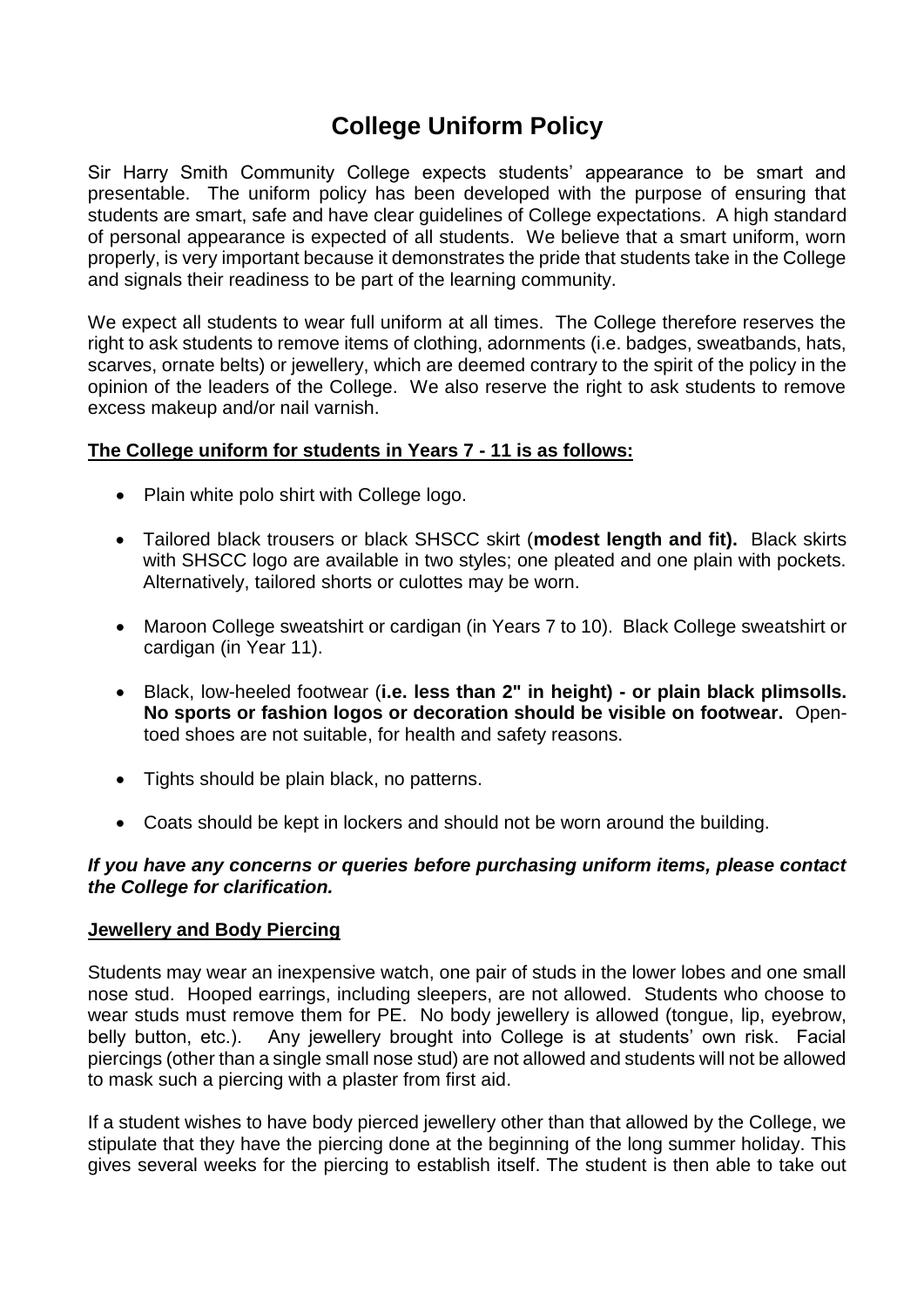# College Uniform Policy

Sir Harry Smith Community College expects students' appearance to be smart and presentable. The uniform policy has been developed with the purpose of ensuring that students are smart, safe and have clear guidelines of College expectations. A high standard of personal appearance is expected of all students. We believe that a smart uniform, worn properly, is very important because it demonstrates the pride that students take in the College and signals their readiness to be part of the learning community.

We expect all students to wear full uniform at all times. The College therefore reserves the right to ask students to remove items of clothing, adornments (i.e. badges, sweatbands, hats, scarves, ornate belts) or jewellery, which are deemed contrary to the spirit of the policy in the opinion of the leaders of the College. We also reserve the right to ask students to remove excess makeup and/or nail varnish.

**The College uniform for students in Years 7 - 11 is as follows:**

- Plain white polo shirt with College logo.
- Tailored black trousers or black SHSCC skirt (**modest length and fit).** Black skirts with SHSCC logo are available in two styles; one pleated and one plain with pockets. Alternatively, tailored shorts or culottes may be worn.
- Maroon College sweatshirt or cardigan (in Years 7 to 10). Black College sweatshirt or cardigan (in Year 11).
- Black, low-heeled footwear (**i.e. less than 2" in height) - or plain black plimsolls. No sports or fashion logos or decoration should be visible on footwear.** Open-toed shoes are not suitable, for health and safety reasons.
- Tights should be plain black, no patterns.
- Coats should be kept in lockers and should not be worn around the building.

***If you have any concerns or queries before purchasing uniform items, please contact the College for clarification.***

**Jewellery and Body Piercing**

Students may wear an inexpensive watch, one pair of studs in the lower lobes and one small nose stud. Hooped earrings, including sleepers, are not allowed. Students who choose to wear studs must remove them for PE. No body jewellery is allowed (tongue, lip, eyebrow, belly button, etc.). Any jewellery brought into College is at students' own risk. Facial piercings (other than a single small nose stud) are not allowed and students will not be allowed to mask such a piercing with a plaster from first aid.

If a student wishes to have body pierced jewellery other than that allowed by the College, we stipulate that they have the piercing done at the beginning of the long summer holiday. This gives several weeks for the piercing to establish itself. The student is then able to take out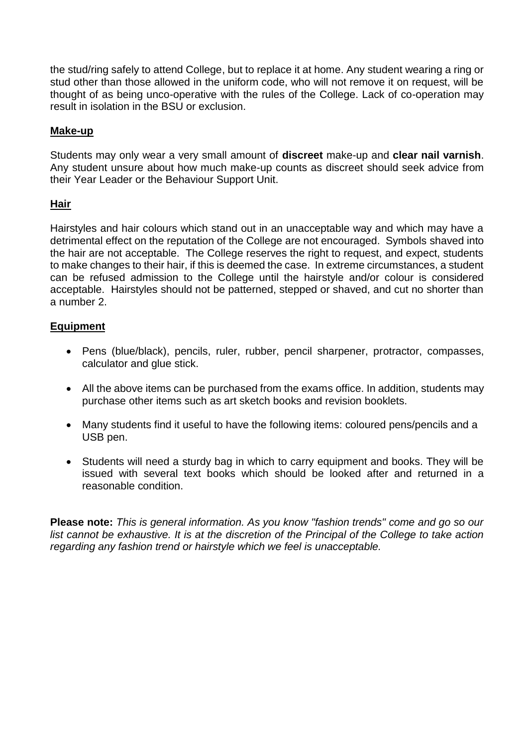the stud/ring safely to attend College, but to replace it at home. Any student wearing a ring or stud other than those allowed in the uniform code, who will not remove it on request, will be thought of as being unco-operative with the rules of the College. Lack of co-operation may result in isolation in the BSU or exclusion.

## Make-up

Students may only wear a very small amount of **discreet** make-up and **clear nail varnish**. Any student unsure about how much make-up counts as discreet should seek advice from their Year Leader or the Behaviour Support Unit.

## Hair

Hairstyles and hair colours which stand out in an unacceptable way and which may have a detrimental effect on the reputation of the College are not encouraged. Symbols shaved into the hair are not acceptable. The College reserves the right to request, and expect, students to make changes to their hair, if this is deemed the case. In extreme circumstances, a student can be refused admission to the College until the hairstyle and/or colour is considered acceptable. Hairstyles should not be patterned, stepped or shaved, and cut no shorter than a number 2.

## Equipment

- Pens (blue/black), pencils, ruler, rubber, pencil sharpener, protractor, compasses, calculator and glue stick.
- All the above items can be purchased from the exams office. In addition, students may purchase other items such as art sketch books and revision booklets.
- Many students find it useful to have the following items: coloured pens/pencils and a USB pen.
- Students will need a sturdy bag in which to carry equipment and books. They will be issued with several text books which should be looked after and returned in a reasonable condition.

**Please note:** *This is general information. As you know "fashion trends" come and go so our list cannot be exhaustive. It is at the discretion of the Principal of the College to take action regarding any fashion trend or hairstyle which we feel is unacceptable.*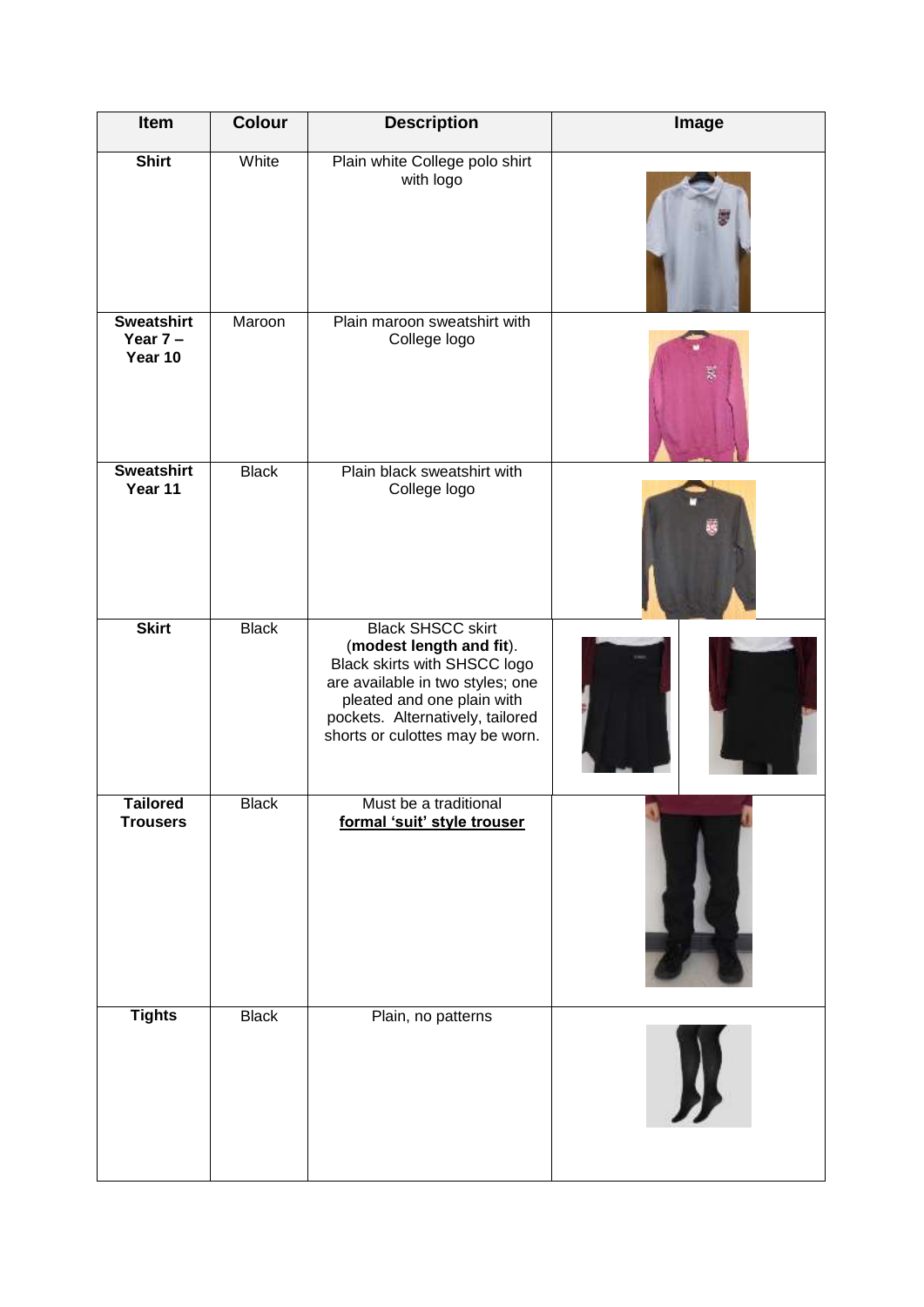| Item | Colour | Description | Image |
|---|---|---|---|
| **Shirt** | White | Plain white College polo shirt with logo | |
| **Sweatshirt Year 7 – Year 10** | Maroon | Plain maroon sweatshirt with College logo | |
| **Sweatshirt Year 11** | Black | Plain black sweatshirt with College logo | |
| **Skirt** | Black | Black SHSCC skirt (**modest length and fit**). Black skirts with SHSCC logo are available in two styles; one pleated and one plain with pockets. Alternatively, tailored shorts or culottes may be worn. | |
| **Tailored Trousers** | Black | Must be a traditional **<u>formal 'suit' style trouser</u>** | |
| **Tights** | Black | Plain, no patterns | |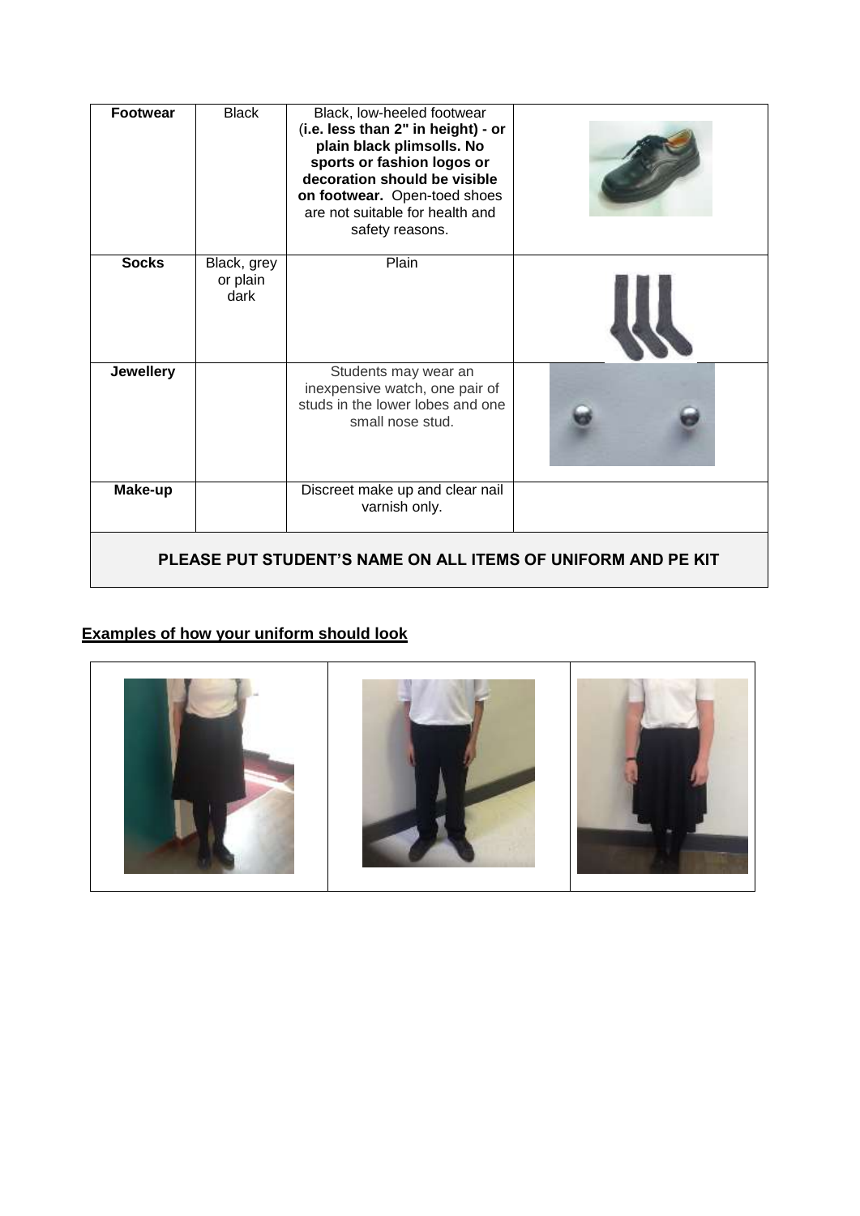| Footwear | Black | Black, low-heeled footwear (**i.e. less than 2" in height) - or plain black plimsolls. No sports or fashion logos or decoration should be visible on footwear.** Open-toed shoes are not suitable for health and safety reasons. | |
|---|---|---|---|
| **Socks** | Black, grey or plain dark | Plain | |
| **Jewellery** | | Students may wear an inexpensive watch, one pair of studs in the lower lobes and one small nose stud. | |
| **Make-up** | | Discreet make up and clear nail varnish only. | |
| **PLEASE PUT STUDENT'S NAME ON ALL ITEMS OF UNIFORM AND PE KIT** | | | |

## Examples of how your uniform should look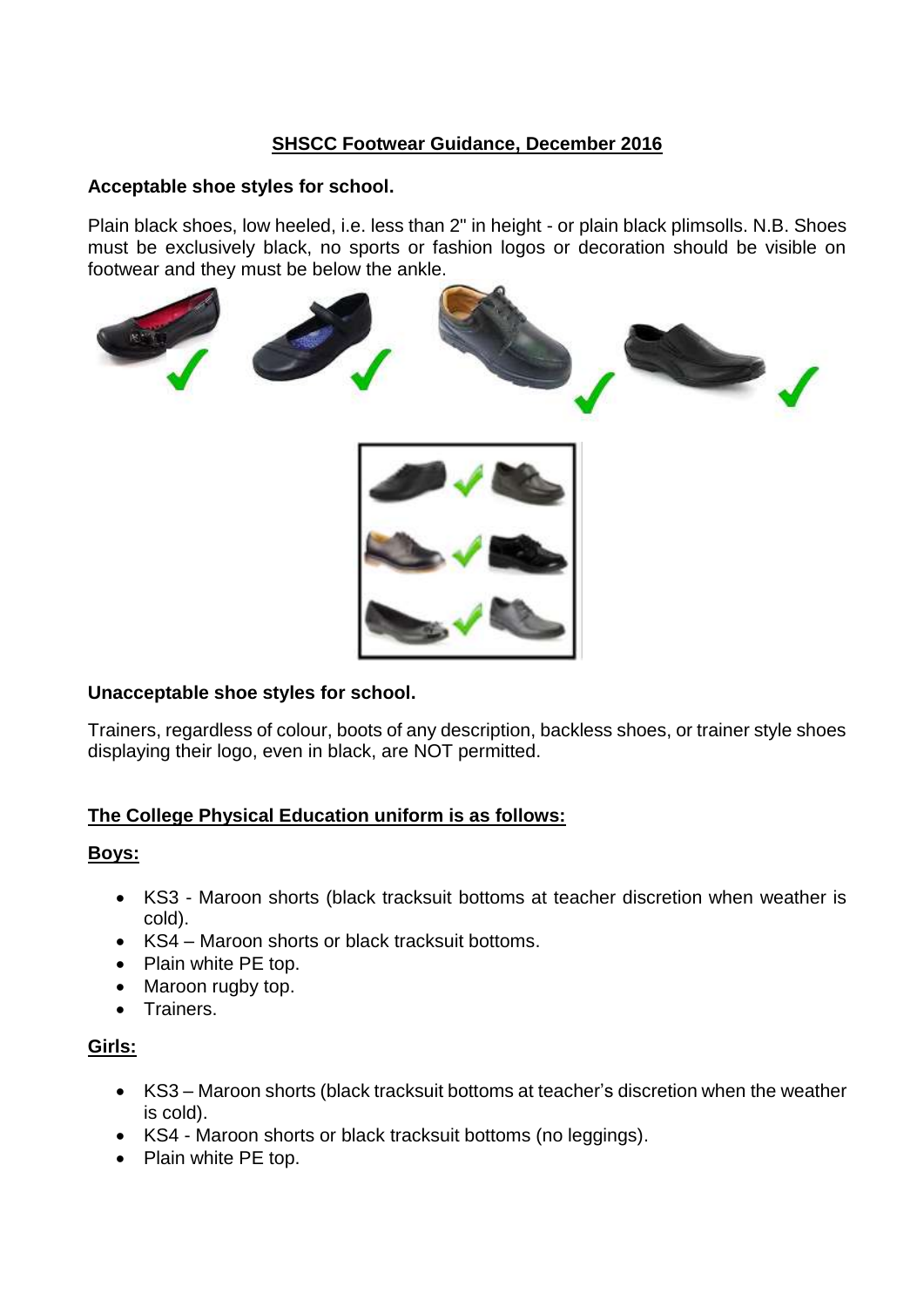## SHSCC Footwear Guidance, December 2016

**Acceptable shoe styles for school.**

Plain black shoes, low heeled, i.e. less than 2" in height - or plain black plimsolls. N.B. Shoes must be exclusively black, no sports or fashion logos or decoration should be visible on footwear and they must be below the ankle.

**Unacceptable shoe styles for school.**

Trainers, regardless of colour, boots of any description, backless shoes, or trainer style shoes displaying their logo, even in black, are NOT permitted.

## The College Physical Education uniform is as follows:

### Boys:

- KS3 - Maroon shorts (black tracksuit bottoms at teacher discretion when weather is cold).
- KS4 – Maroon shorts or black tracksuit bottoms.
- Plain white PE top.
- Maroon rugby top.
- Trainers.

### Girls:

- KS3 – Maroon shorts (black tracksuit bottoms at teacher's discretion when the weather is cold).
- KS4 - Maroon shorts or black tracksuit bottoms (no leggings).
- Plain white PE top.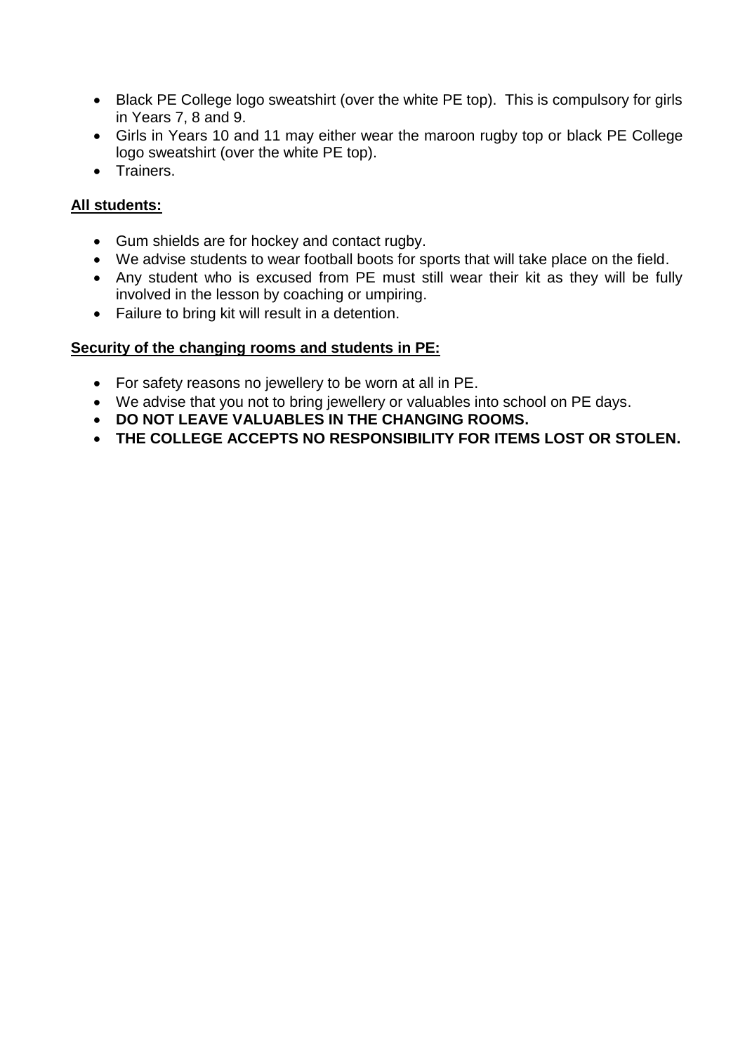- Black PE College logo sweatshirt (over the white PE top). This is compulsory for girls in Years 7, 8 and 9.
- Girls in Years 10 and 11 may either wear the maroon rugby top or black PE College logo sweatshirt (over the white PE top).
- Trainers.

**<u>All students:</u>**

- Gum shields are for hockey and contact rugby.
- We advise students to wear football boots for sports that will take place on the field.
- Any student who is excused from PE must still wear their kit as they will be fully involved in the lesson by coaching or umpiring.
- Failure to bring kit will result in a detention.

**<u>Security of the changing rooms and students in PE:</u>**

- For safety reasons no jewellery to be worn at all in PE.
- We advise that you not to bring jewellery or valuables into school on PE days.
- **DO NOT LEAVE VALUABLES IN THE CHANGING ROOMS.**
- **THE COLLEGE ACCEPTS NO RESPONSIBILITY FOR ITEMS LOST OR STOLEN.**